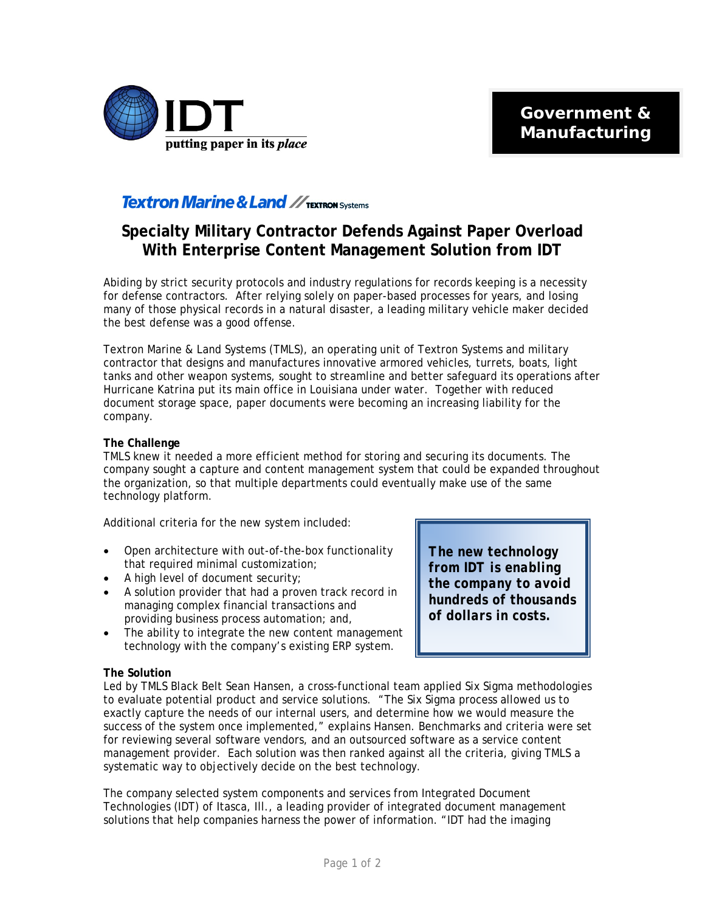IDT

putting paper in its *place*

**Government & Manufacturing**

Textron Marine & Land // TEXTRON Systems

# Specialty Military Contractor Defends Against Paper Overload With Enterprise Content Management Solution from IDT

Abiding by strict security protocols and industry regulations for records keeping is a necessity for defense contractors. After relying solely on paper-based processes for years, and losing many of those physical records in a natural disaster, a leading military vehicle maker decided the best defense was a good offense.

Textron Marine & Land Systems (TMLS), an operating unit of Textron Systems and military contractor that designs and manufactures innovative armored vehicles, turrets, boats, light tanks and other weapon systems, sought to streamline and better safeguard its operations after Hurricane Katrina put its main office in Louisiana under water. Together with reduced document storage space, paper documents were becoming an increasing liability for the company.

**The Challenge**

TMLS knew it needed a more efficient method for storing and securing its documents. The company sought a capture and content management system that could be expanded throughout the organization, so that multiple departments could eventually make use of the same technology platform.

Additional criteria for the new system included:

- Open architecture with out-of-the-box functionality that required minimal customization;
- A high level of document security;
- A solution provider that had a proven track record in managing complex financial transactions and providing business process automation; and,
- The ability to integrate the new content management technology with the company's existing ERP system.

> ***The new technology from IDT is enabling the company to avoid hundreds of thousands of dollars in costs.***

**The Solution**

Led by TMLS Black Belt Sean Hansen, a cross-functional team applied Six Sigma methodologies to evaluate potential product and service solutions. "The Six Sigma process allowed us to exactly capture the needs of our internal users, and determine how we would measure the success of the system once implemented," explains Hansen. Benchmarks and criteria were set for reviewing several software vendors, and an outsourced software as a service content management provider. Each solution was then ranked against all the criteria, giving TMLS a systematic way to objectively decide on the best technology.

The company selected system components and services from Integrated Document Technologies (IDT) of Itasca, Ill., a leading provider of integrated document management solutions that help companies harness the power of information. "IDT had the imaging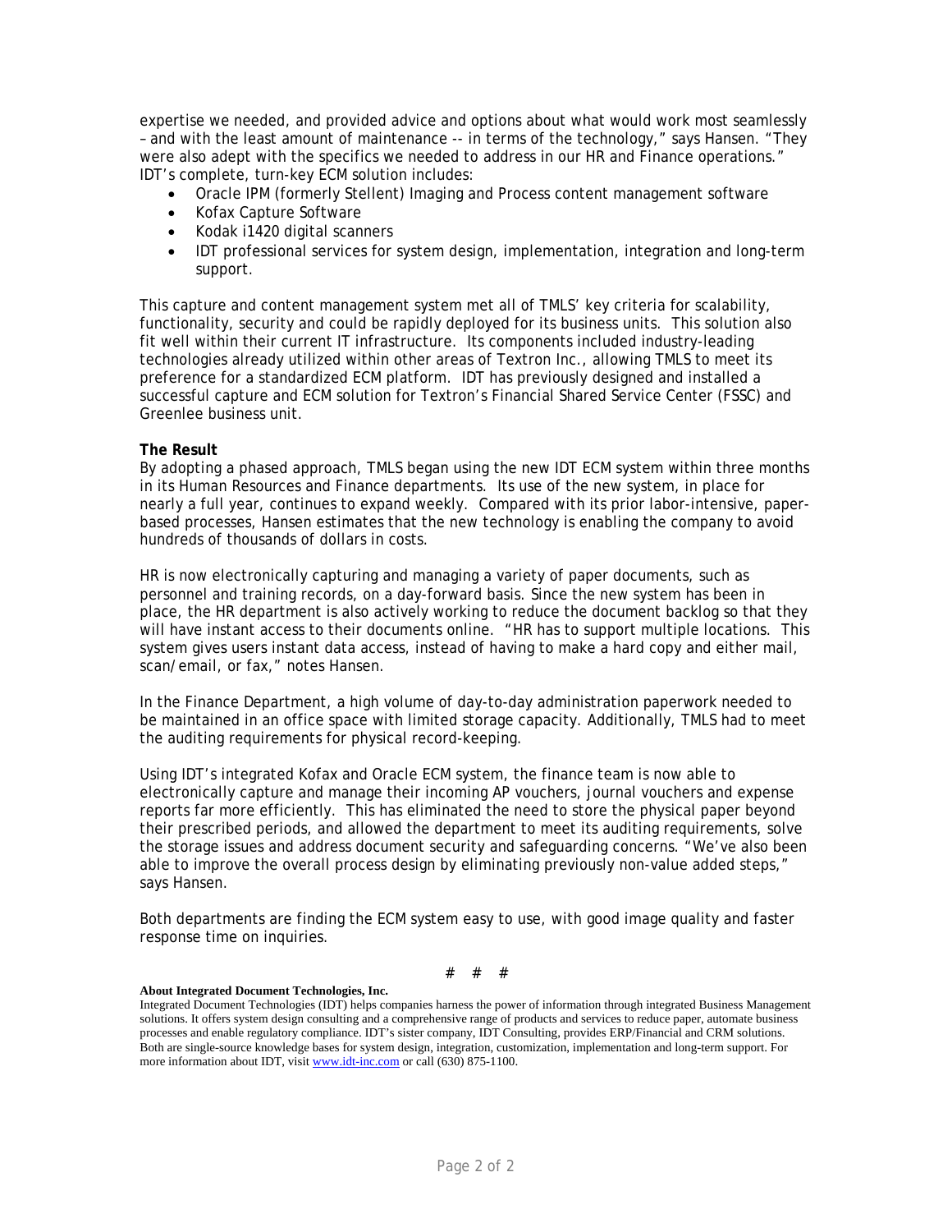expertise we needed, and provided advice and options about what would work most seamlessly – and with the least amount of maintenance -- in terms of the technology," says Hansen. "They were also adept with the specifics we needed to address in our HR and Finance operations." IDT's complete, turn-key ECM solution includes:

- Oracle IPM (formerly Stellent) Imaging and Process content management software
- Kofax Capture Software
- Kodak i1420 digital scanners
- IDT professional services for system design, implementation, integration and long-term support.

This capture and content management system met all of TMLS' key criteria for scalability, functionality, security and could be rapidly deployed for its business units. This solution also fit well within their current IT infrastructure. Its components included industry-leading technologies already utilized within other areas of Textron Inc., allowing TMLS to meet its preference for a standardized ECM platform. IDT has previously designed and installed a successful capture and ECM solution for Textron's Financial Shared Service Center (FSSC) and Greenlee business unit.

**The Result**

By adopting a phased approach, TMLS began using the new IDT ECM system within three months in its Human Resources and Finance departments. Its use of the new system, in place for nearly a full year, continues to expand weekly. Compared with its prior labor-intensive, paper-based processes, Hansen estimates that the new technology is enabling the company to avoid hundreds of thousands of dollars in costs.

HR is now electronically capturing and managing a variety of paper documents, such as personnel and training records, on a day-forward basis. Since the new system has been in place, the HR department is also actively working to reduce the document backlog so that they will have instant access to their documents online. "HR has to support multiple locations. This system gives users instant data access, instead of having to make a hard copy and either mail, scan/email, or fax," notes Hansen.

In the Finance Department, a high volume of day-to-day administration paperwork needed to be maintained in an office space with limited storage capacity. Additionally, TMLS had to meet the auditing requirements for physical record-keeping.

Using IDT's integrated Kofax and Oracle ECM system, the finance team is now able to electronically capture and manage their incoming AP vouchers, journal vouchers and expense reports far more efficiently. This has eliminated the need to store the physical paper beyond their prescribed periods, and allowed the department to meet its auditing requirements, solve the storage issues and address document security and safeguarding concerns. "We've also been able to improve the overall process design by eliminating previously non-value added steps," says Hansen.

Both departments are finding the ECM system easy to use, with good image quality and faster response time on inquiries.

# # #

**About Integrated Document Technologies, Inc.**

Integrated Document Technologies (IDT) helps companies harness the power of information through integrated Business Management solutions. It offers system design consulting and a comprehensive range of products and services to reduce paper, automate business processes and enable regulatory compliance. IDT's sister company, IDT Consulting, provides ERP/Financial and CRM solutions. Both are single-source knowledge bases for system design, integration, customization, implementation and long-term support. For more information about IDT, visit [www.idt-inc.com](http://www.idt-inc.com) or call (630) 875-1100.